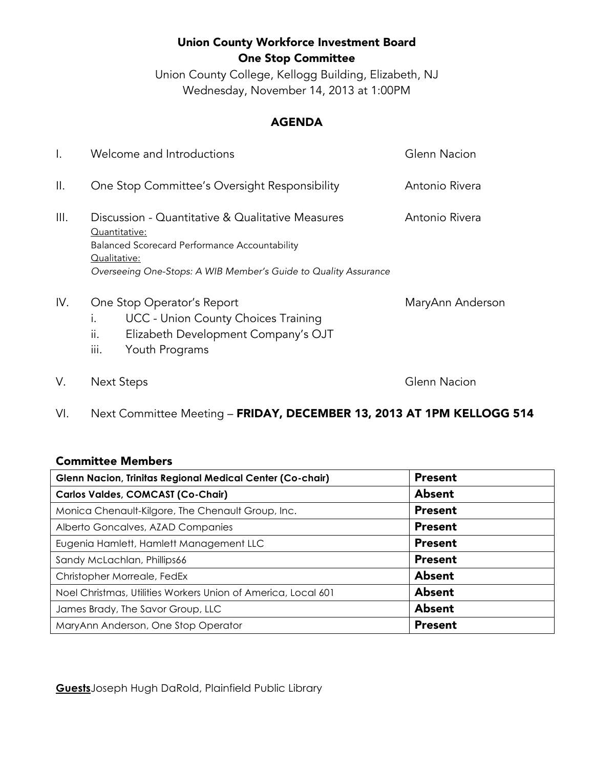# Union County Workforce Investment Board
## One Stop Committee

Union County College, Kellogg Building, Elizabeth, NJ
Wednesday, November 14, 2013 at 1:00PM

## AGENDA

I. Welcome and Introductions — Glenn Nacion

II. One Stop Committee's Oversight Responsibility — Antonio Rivera

III. Discussion - Quantitative & Qualitative Measures — Antonio Rivera
<u>Quantitative:</u>
Balanced Scorecard Performance Accountability
<u>Qualitative:</u>
*Overseeing One-Stops: A WIB Member's Guide to Quality Assurance*

IV. One Stop Operator's Report — MaryAnn Anderson
   i. UCC - Union County Choices Training
   ii. Elizabeth Development Company's OJT
   iii. Youth Programs

V. Next Steps — Glenn Nacion

VI. Next Committee Meeting – **FRIDAY, DECEMBER 13, 2013 AT 1PM KELLOGG 514**

### Committee Members

| Member | Attendance |
|---|---|
| **Glenn Nacion, Trinitas Regional Medical Center (Co-chair)** | **Present** |
| **Carlos Valdes, COMCAST (Co-Chair)** | **Absent** |
| Monica Chenault-Kilgore, The Chenault Group, Inc. | **Present** |
| Alberto Goncalves, AZAD Companies | **Present** |
| Eugenia Hamlett, Hamlett Management LLC | **Present** |
| Sandy McLachlan, Phillips66 | **Present** |
| Christopher Morreale, FedEx | **Absent** |
| Noel Christmas, Utilities Workers Union of America, Local 601 | **Absent** |
| James Brady, The Savor Group, LLC | **Absent** |
| MaryAnn Anderson, One Stop Operator | **Present** |

**<u>Guests</u>**Joseph Hugh DaRold, Plainfield Public Library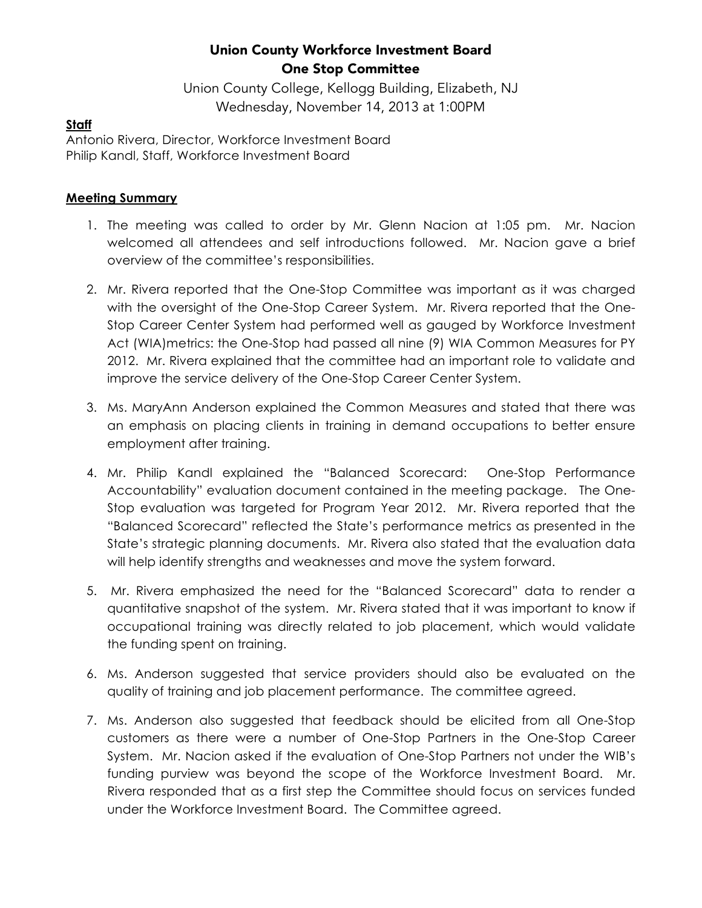# Union County Workforce Investment Board
## One Stop Committee

Union County College, Kellogg Building, Elizabeth, NJ
Wednesday, November 14, 2013 at 1:00PM

**Staff**

Antonio Rivera, Director, Workforce Investment Board
Philip Kandl, Staff, Workforce Investment Board

**Meeting Summary**

1. The meeting was called to order by Mr. Glenn Nacion at 1:05 pm. Mr. Nacion welcomed all attendees and self introductions followed. Mr. Nacion gave a brief overview of the committee's responsibilities.

2. Mr. Rivera reported that the One-Stop Committee was important as it was charged with the oversight of the One-Stop Career System. Mr. Rivera reported that the One-Stop Career Center System had performed well as gauged by Workforce Investment Act (WIA)metrics: the One-Stop had passed all nine (9) WIA Common Measures for PY 2012. Mr. Rivera explained that the committee had an important role to validate and improve the service delivery of the One-Stop Career Center System.

3. Ms. MaryAnn Anderson explained the Common Measures and stated that there was an emphasis on placing clients in training in demand occupations to better ensure employment after training.

4. Mr. Philip Kandl explained the "Balanced Scorecard: One-Stop Performance Accountability" evaluation document contained in the meeting package. The One-Stop evaluation was targeted for Program Year 2012. Mr. Rivera reported that the "Balanced Scorecard" reflected the State's performance metrics as presented in the State's strategic planning documents. Mr. Rivera also stated that the evaluation data will help identify strengths and weaknesses and move the system forward.

5. Mr. Rivera emphasized the need for the "Balanced Scorecard" data to render a quantitative snapshot of the system. Mr. Rivera stated that it was important to know if occupational training was directly related to job placement, which would validate the funding spent on training.

6. Ms. Anderson suggested that service providers should also be evaluated on the quality of training and job placement performance. The committee agreed.

7. Ms. Anderson also suggested that feedback should be elicited from all One-Stop customers as there were a number of One-Stop Partners in the One-Stop Career System. Mr. Nacion asked if the evaluation of One-Stop Partners not under the WIB's funding purview was beyond the scope of the Workforce Investment Board. Mr. Rivera responded that as a first step the Committee should focus on services funded under the Workforce Investment Board. The Committee agreed.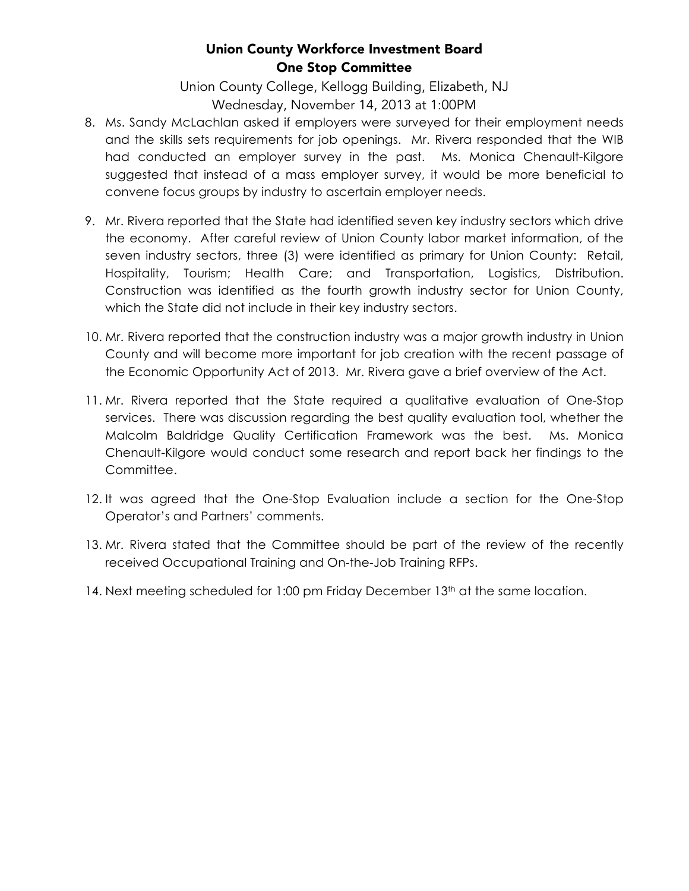# Union County Workforce Investment Board
## One Stop Committee

Union County College, Kellogg Building, Elizabeth, NJ
Wednesday, November 14, 2013 at 1:00PM

8. Ms. Sandy McLachlan asked if employers were surveyed for their employment needs and the skills sets requirements for job openings. Mr. Rivera responded that the WIB had conducted an employer survey in the past. Ms. Monica Chenault-Kilgore suggested that instead of a mass employer survey, it would be more beneficial to convene focus groups by industry to ascertain employer needs.

9. Mr. Rivera reported that the State had identified seven key industry sectors which drive the economy. After careful review of Union County labor market information, of the seven industry sectors, three (3) were identified as primary for Union County: Retail, Hospitality, Tourism; Health Care; and Transportation, Logistics, Distribution. Construction was identified as the fourth growth industry sector for Union County, which the State did not include in their key industry sectors.

10. Mr. Rivera reported that the construction industry was a major growth industry in Union County and will become more important for job creation with the recent passage of the Economic Opportunity Act of 2013. Mr. Rivera gave a brief overview of the Act.

11. Mr. Rivera reported that the State required a qualitative evaluation of One-Stop services. There was discussion regarding the best quality evaluation tool, whether the Malcolm Baldridge Quality Certification Framework was the best. Ms. Monica Chenault-Kilgore would conduct some research and report back her findings to the Committee.

12. It was agreed that the One-Stop Evaluation include a section for the One-Stop Operator's and Partners' comments.

13. Mr. Rivera stated that the Committee should be part of the review of the recently received Occupational Training and On-the-Job Training RFPs.

14. Next meeting scheduled for 1:00 pm Friday December 13th at the same location.